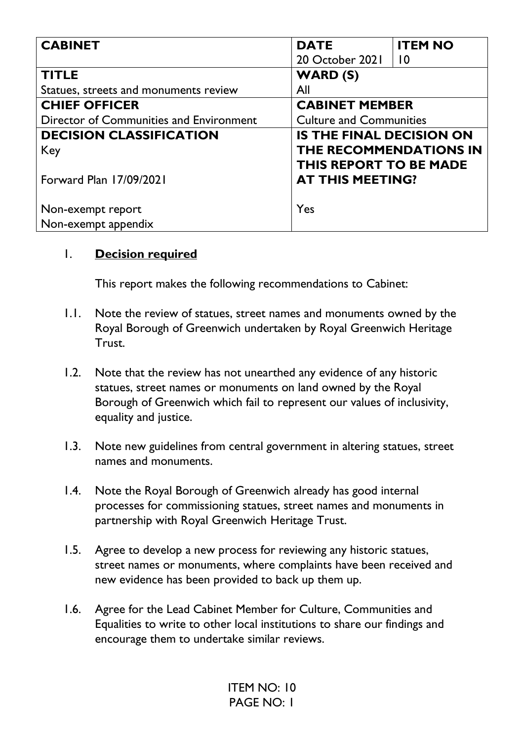| | | |
|---|---|---|
| **CABINET** | **DATE**<br>20 October 2021 | **ITEM NO**<br>10 |
| **TITLE**<br>Statues, streets and monuments review | **WARD (S)**<br>All | |
| **CHIEF OFFICER**<br>Director of Communities and Environment | **CABINET MEMBER**<br>Culture and Communities | |
| **DECISION CLASSIFICATION**<br>Key<br><br>Forward Plan 17/09/2021<br><br>Non-exempt report<br>Non-exempt appendix | **IS THE FINAL DECISION ON THE RECOMMENDATIONS IN THIS REPORT TO BE MADE AT THIS MEETING?**<br><br>Yes | |

## 1. Decision required

This report makes the following recommendations to Cabinet:

1.1. Note the review of statues, street names and monuments owned by the Royal Borough of Greenwich undertaken by Royal Greenwich Heritage Trust.

1.2. Note that the review has not unearthed any evidence of any historic statues, street names or monuments on land owned by the Royal Borough of Greenwich which fail to represent our values of inclusivity, equality and justice.

1.3. Note new guidelines from central government in altering statues, street names and monuments.

1.4. Note the Royal Borough of Greenwich already has good internal processes for commissioning statues, street names and monuments in partnership with Royal Greenwich Heritage Trust.

1.5. Agree to develop a new process for reviewing any historic statues, street names or monuments, where complaints have been received and new evidence has been provided to back up them up.

1.6. Agree for the Lead Cabinet Member for Culture, Communities and Equalities to write to other local institutions to share our findings and encourage them to undertake similar reviews.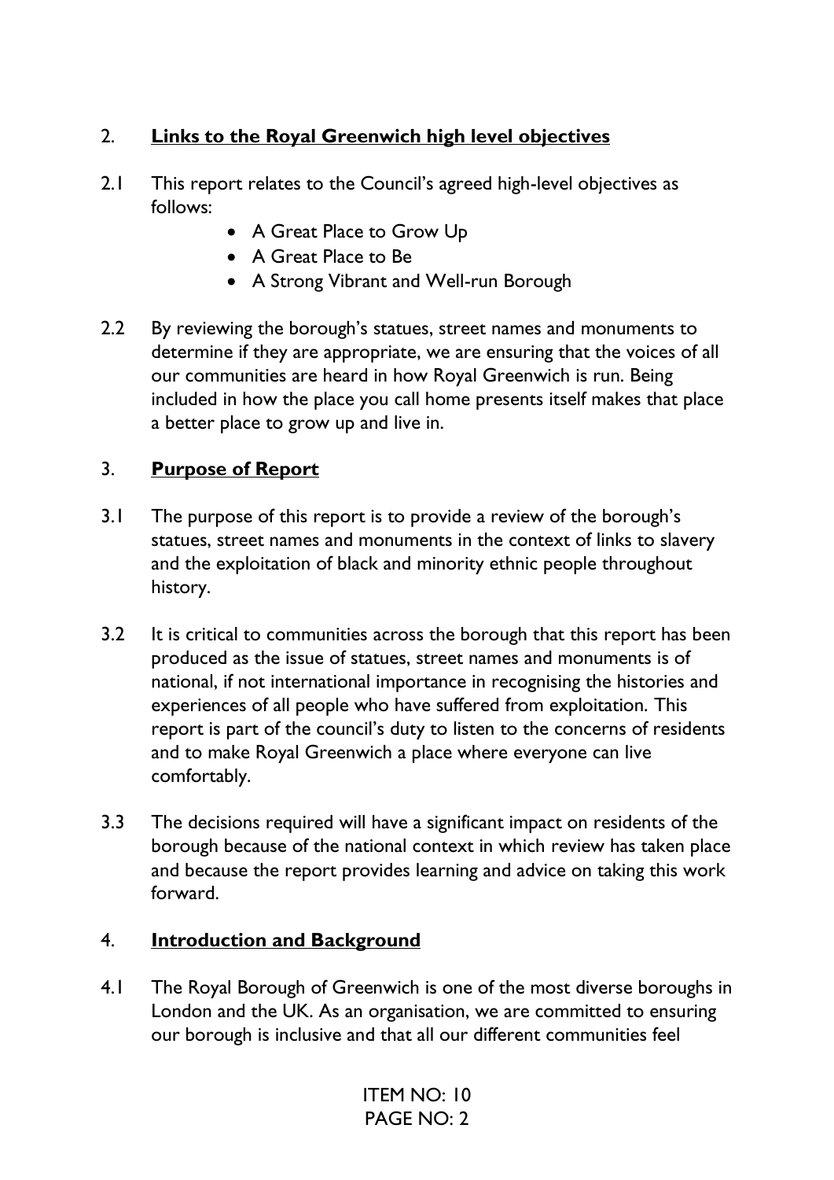## 2. Links to the Royal Greenwich high level objectives

2.1 This report relates to the Council's agreed high-level objectives as follows:

- A Great Place to Grow Up
- A Great Place to Be
- A Strong Vibrant and Well-run Borough

2.2 By reviewing the borough's statues, street names and monuments to determine if they are appropriate, we are ensuring that the voices of all our communities are heard in how Royal Greenwich is run. Being included in how the place you call home presents itself makes that place a better place to grow up and live in.

## 3. Purpose of Report

3.1 The purpose of this report is to provide a review of the borough's statues, street names and monuments in the context of links to slavery and the exploitation of black and minority ethnic people throughout history.

3.2 It is critical to communities across the borough that this report has been produced as the issue of statues, street names and monuments is of national, if not international importance in recognising the histories and experiences of all people who have suffered from exploitation. This report is part of the council's duty to listen to the concerns of residents and to make Royal Greenwich a place where everyone can live comfortably.

3.3 The decisions required will have a significant impact on residents of the borough because of the national context in which review has taken place and because the report provides learning and advice on taking this work forward.

## 4. Introduction and Background

4.1 The Royal Borough of Greenwich is one of the most diverse boroughs in London and the UK. As an organisation, we are committed to ensuring our borough is inclusive and that all our different communities feel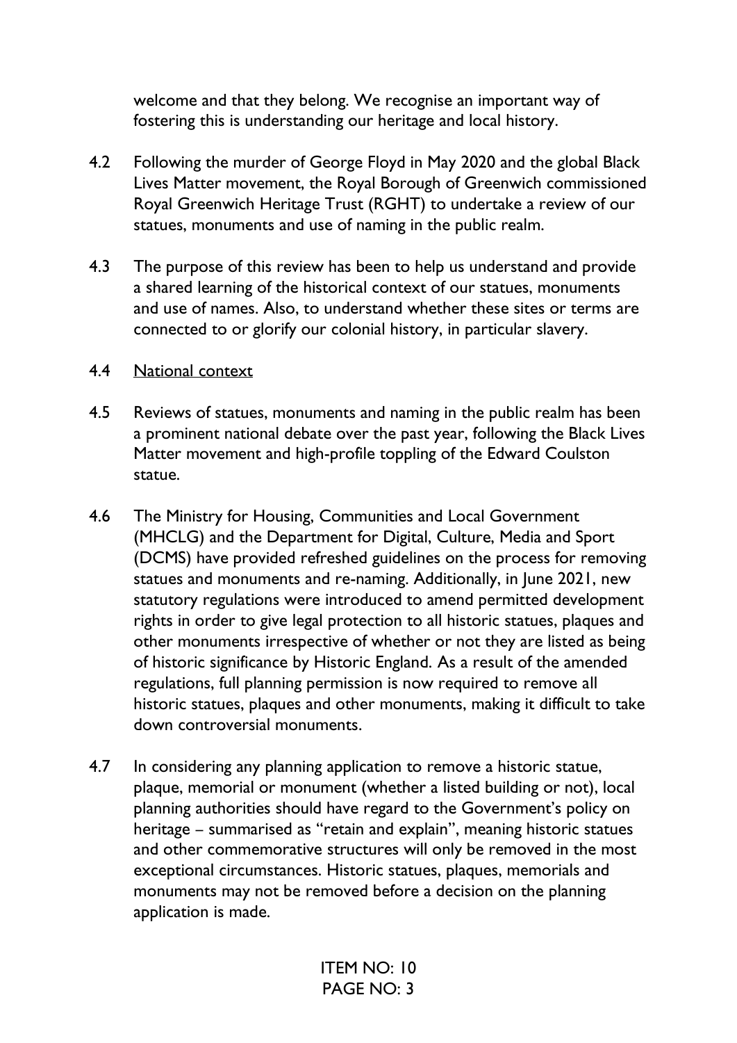welcome and that they belong. We recognise an important way of fostering this is understanding our heritage and local history.

4.2 Following the murder of George Floyd in May 2020 and the global Black Lives Matter movement, the Royal Borough of Greenwich commissioned Royal Greenwich Heritage Trust (RGHT) to undertake a review of our statues, monuments and use of naming in the public realm.

4.3 The purpose of this review has been to help us understand and provide a shared learning of the historical context of our statues, monuments and use of names. Also, to understand whether these sites or terms are connected to or glorify our colonial history, in particular slavery.

4.4 National context

4.5 Reviews of statues, monuments and naming in the public realm has been a prominent national debate over the past year, following the Black Lives Matter movement and high-profile toppling of the Edward Coulston statue.

4.6 The Ministry for Housing, Communities and Local Government (MHCLG) and the Department for Digital, Culture, Media and Sport (DCMS) have provided refreshed guidelines on the process for removing statues and monuments and re-naming. Additionally, in June 2021, new statutory regulations were introduced to amend permitted development rights in order to give legal protection to all historic statues, plaques and other monuments irrespective of whether or not they are listed as being of historic significance by Historic England. As a result of the amended regulations, full planning permission is now required to remove all historic statues, plaques and other monuments, making it difficult to take down controversial monuments.

4.7 In considering any planning application to remove a historic statue, plaque, memorial or monument (whether a listed building or not), local planning authorities should have regard to the Government's policy on heritage – summarised as "retain and explain", meaning historic statues and other commemorative structures will only be removed in the most exceptional circumstances. Historic statues, plaques, memorials and monuments may not be removed before a decision on the planning application is made.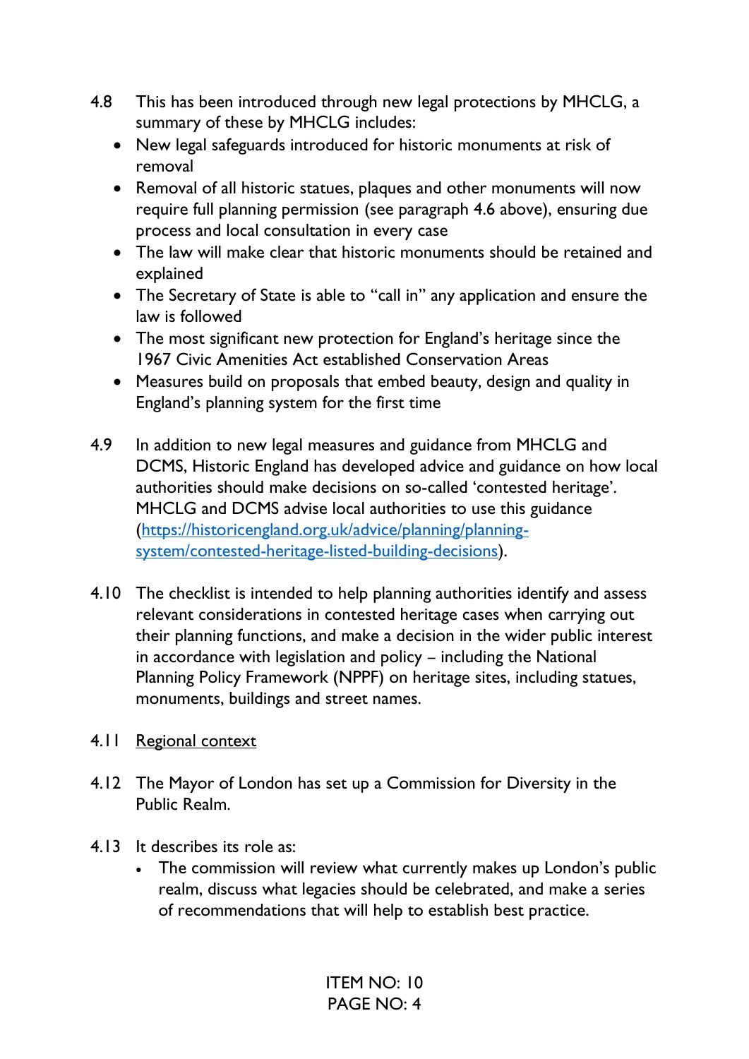4.8 This has been introduced through new legal protections by MHCLG, a summary of these by MHCLG includes:

- New legal safeguards introduced for historic monuments at risk of removal
- Removal of all historic statues, plaques and other monuments will now require full planning permission (see paragraph 4.6 above), ensuring due process and local consultation in every case
- The law will make clear that historic monuments should be retained and explained
- The Secretary of State is able to "call in" any application and ensure the law is followed
- The most significant new protection for England's heritage since the 1967 Civic Amenities Act established Conservation Areas
- Measures build on proposals that embed beauty, design and quality in England's planning system for the first time

4.9 In addition to new legal measures and guidance from MHCLG and DCMS, Historic England has developed advice and guidance on how local authorities should make decisions on so-called 'contested heritage'. MHCLG and DCMS advise local authorities to use this guidance ([https://historicengland.org.uk/advice/planning/planning-system/contested-heritage-listed-building-decisions](https://historicengland.org.uk/advice/planning/planning-system/contested-heritage-listed-building-decisions)).

4.10 The checklist is intended to help planning authorities identify and assess relevant considerations in contested heritage cases when carrying out their planning functions, and make a decision in the wider public interest in accordance with legislation and policy – including the National Planning Policy Framework (NPPF) on heritage sites, including statues, monuments, buildings and street names.

4.11 <u>Regional context</u>

4.12 The Mayor of London has set up a Commission for Diversity in the Public Realm.

4.13 It describes its role as:

- The commission will review what currently makes up London's public realm, discuss what legacies should be celebrated, and make a series of recommendations that will help to establish best practice.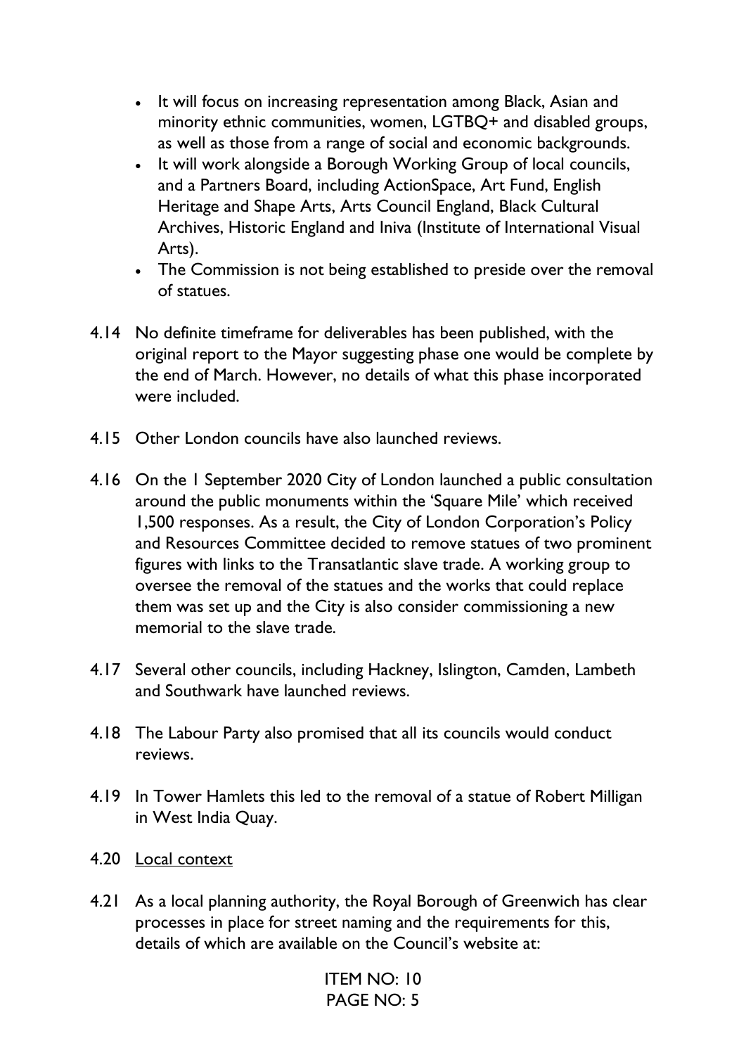- It will focus on increasing representation among Black, Asian and minority ethnic communities, women, LGTBQ+ and disabled groups, as well as those from a range of social and economic backgrounds.
- It will work alongside a Borough Working Group of local councils, and a Partners Board, including ActionSpace, Art Fund, English Heritage and Shape Arts, Arts Council England, Black Cultural Archives, Historic England and Iniva (Institute of International Visual Arts).
- The Commission is not being established to preside over the removal of statues.

4.14 No definite timeframe for deliverables has been published, with the original report to the Mayor suggesting phase one would be complete by the end of March. However, no details of what this phase incorporated were included.

4.15 Other London councils have also launched reviews.

4.16 On the 1 September 2020 City of London launched a public consultation around the public monuments within the 'Square Mile' which received 1,500 responses. As a result, the City of London Corporation's Policy and Resources Committee decided to remove statues of two prominent figures with links to the Transatlantic slave trade. A working group to oversee the removal of the statues and the works that could replace them was set up and the City is also consider commissioning a new memorial to the slave trade.

4.17 Several other councils, including Hackney, Islington, Camden, Lambeth and Southwark have launched reviews.

4.18 The Labour Party also promised that all its councils would conduct reviews.

4.19 In Tower Hamlets this led to the removal of a statue of Robert Milligan in West India Quay.

4.20 <u>Local context</u>

4.21 As a local planning authority, the Royal Borough of Greenwich has clear processes in place for street naming and the requirements for this, details of which are available on the Council's website at: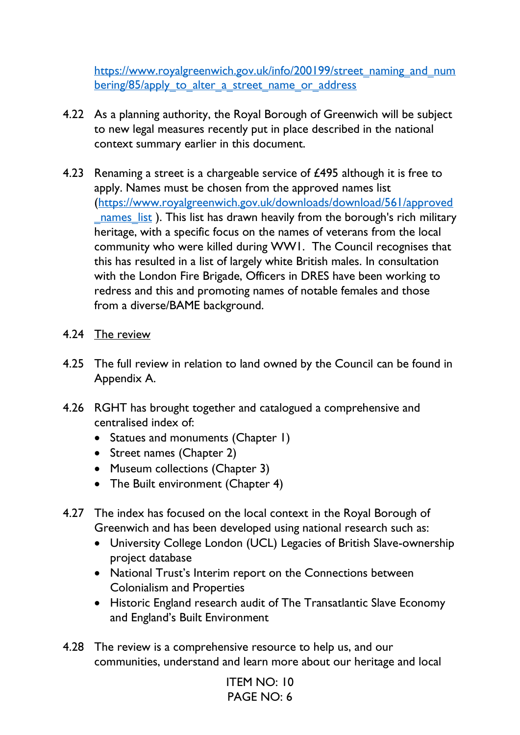https://www.royalgreenwich.gov.uk/info/200199/street_naming_and_numbering/85/apply_to_alter_a_street_name_or_address

4.22 As a planning authority, the Royal Borough of Greenwich will be subject to new legal measures recently put in place described in the national context summary earlier in this document.

4.23 Renaming a street is a chargeable service of £495 although it is free to apply. Names must be chosen from the approved names list (https://www.royalgreenwich.gov.uk/downloads/download/561/approved_names_list ). This list has drawn heavily from the borough's rich military heritage, with a specific focus on the names of veterans from the local community who were killed during WW1. The Council recognises that this has resulted in a list of largely white British males. In consultation with the London Fire Brigade, Officers in DRES have been working to redress and this and promoting names of notable females and those from a diverse/BAME background.

4.24 The review

4.25 The full review in relation to land owned by the Council can be found in Appendix A.

4.26 RGHT has brought together and catalogued a comprehensive and centralised index of:

- Statues and monuments (Chapter 1)
- Street names (Chapter 2)
- Museum collections (Chapter 3)
- The Built environment (Chapter 4)

4.27 The index has focused on the local context in the Royal Borough of Greenwich and has been developed using national research such as:

- University College London (UCL) Legacies of British Slave-ownership project database
- National Trust's Interim report on the Connections between Colonialism and Properties
- Historic England research audit of The Transatlantic Slave Economy and England's Built Environment

4.28 The review is a comprehensive resource to help us, and our communities, understand and learn more about our heritage and local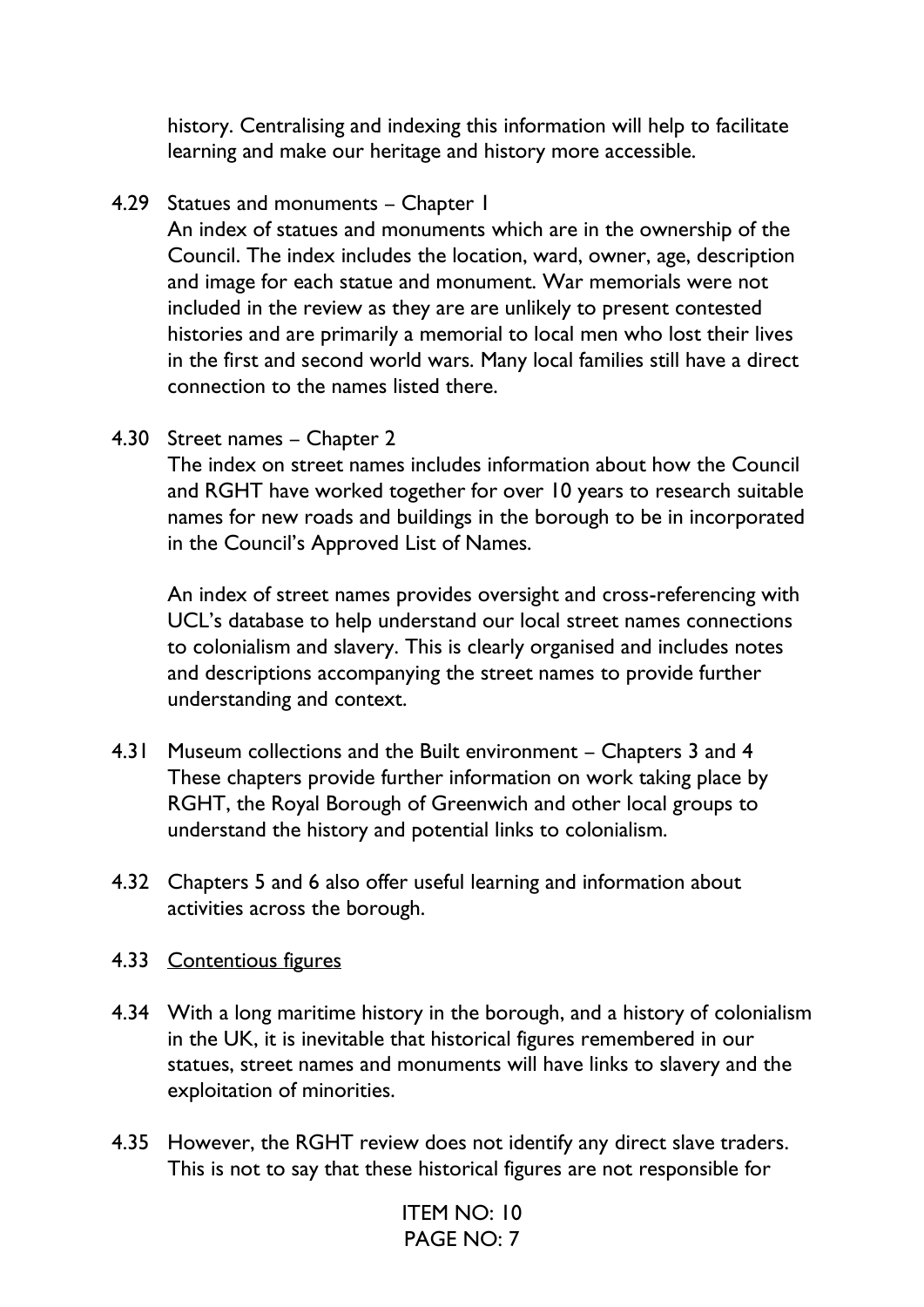history. Centralising and indexing this information will help to facilitate learning and make our heritage and history more accessible.

4.29 Statues and monuments – Chapter 1
An index of statues and monuments which are in the ownership of the Council. The index includes the location, ward, owner, age, description and image for each statue and monument. War memorials were not included in the review as they are are unlikely to present contested histories and are primarily a memorial to local men who lost their lives in the first and second world wars. Many local families still have a direct connection to the names listed there.

4.30 Street names – Chapter 2
The index on street names includes information about how the Council and RGHT have worked together for over 10 years to research suitable names for new roads and buildings in the borough to be in incorporated in the Council's Approved List of Names.

An index of street names provides oversight and cross-referencing with UCL's database to help understand our local street names connections to colonialism and slavery. This is clearly organised and includes notes and descriptions accompanying the street names to provide further understanding and context.

4.31 Museum collections and the Built environment – Chapters 3 and 4
These chapters provide further information on work taking place by RGHT, the Royal Borough of Greenwich and other local groups to understand the history and potential links to colonialism.

4.32 Chapters 5 and 6 also offer useful learning and information about activities across the borough.

4.33 <u>Contentious figures</u>

4.34 With a long maritime history in the borough, and a history of colonialism in the UK, it is inevitable that historical figures remembered in our statues, street names and monuments will have links to slavery and the exploitation of minorities.

4.35 However, the RGHT review does not identify any direct slave traders. This is not to say that these historical figures are not responsible for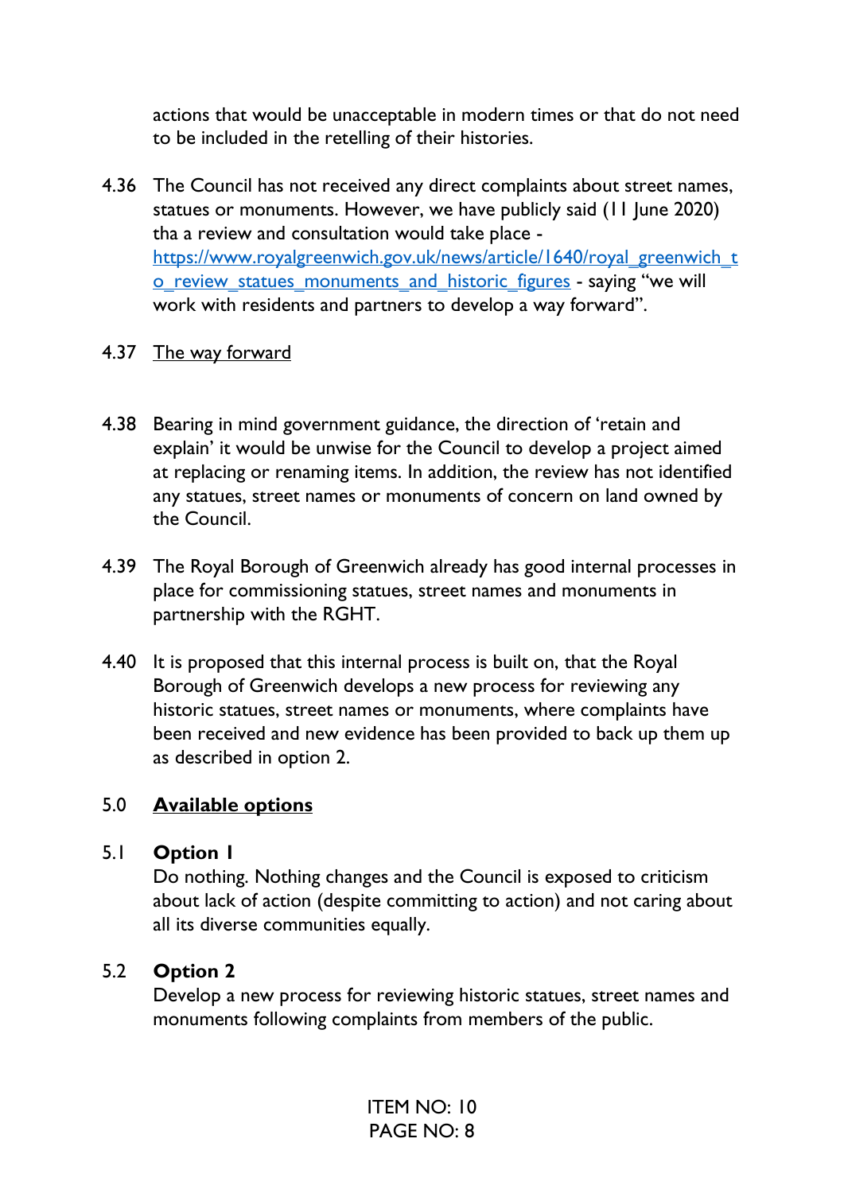actions that would be unacceptable in modern times or that do not need to be included in the retelling of their histories.

4.36 The Council has not received any direct complaints about street names, statues or monuments. However, we have publicly said (11 June 2020) tha a review and consultation would take place - [https://www.royalgreenwich.gov.uk/news/article/1640/royal_greenwich_to_review_statues_monuments_and_historic_figures](https://www.royalgreenwich.gov.uk/news/article/1640/royal_greenwich_to_review_statues_monuments_and_historic_figures) - saying "we will work with residents and partners to develop a way forward".

4.37 <u>The way forward</u>

4.38 Bearing in mind government guidance, the direction of 'retain and explain' it would be unwise for the Council to develop a project aimed at replacing or renaming items. In addition, the review has not identified any statues, street names or monuments of concern on land owned by the Council.

4.39 The Royal Borough of Greenwich already has good internal processes in place for commissioning statues, street names and monuments in partnership with the RGHT.

4.40 It is proposed that this internal process is built on, that the Royal Borough of Greenwich develops a new process for reviewing any historic statues, street names or monuments, where complaints have been received and new evidence has been provided to back up them up as described in option 2.

## 5.0 Available options

**5.1 Option 1**

Do nothing. Nothing changes and the Council is exposed to criticism about lack of action (despite committing to action) and not caring about all its diverse communities equally.

**5.2 Option 2**

Develop a new process for reviewing historic statues, street names and monuments following complaints from members of the public.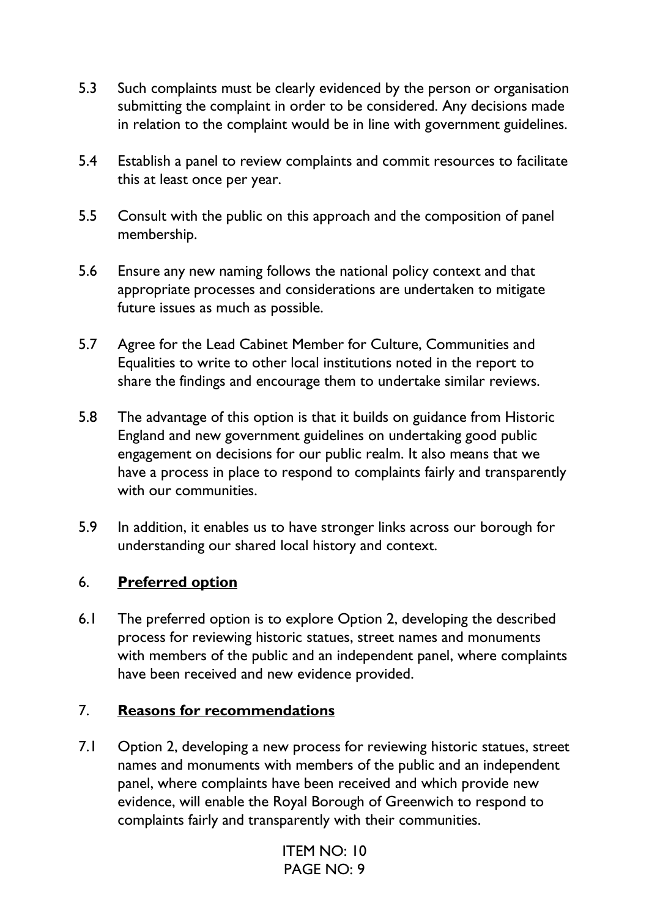5.3 Such complaints must be clearly evidenced by the person or organisation submitting the complaint in order to be considered. Any decisions made in relation to the complaint would be in line with government guidelines.

5.4 Establish a panel to review complaints and commit resources to facilitate this at least once per year.

5.5 Consult with the public on this approach and the composition of panel membership.

5.6 Ensure any new naming follows the national policy context and that appropriate processes and considerations are undertaken to mitigate future issues as much as possible.

5.7 Agree for the Lead Cabinet Member for Culture, Communities and Equalities to write to other local institutions noted in the report to share the findings and encourage them to undertake similar reviews.

5.8 The advantage of this option is that it builds on guidance from Historic England and new government guidelines on undertaking good public engagement on decisions for our public realm. It also means that we have a process in place to respond to complaints fairly and transparently with our communities.

5.9 In addition, it enables us to have stronger links across our borough for understanding our shared local history and context.

## 6. Preferred option

6.1 The preferred option is to explore Option 2, developing the described process for reviewing historic statues, street names and monuments with members of the public and an independent panel, where complaints have been received and new evidence provided.

## 7. Reasons for recommendations

7.1 Option 2, developing a new process for reviewing historic statues, street names and monuments with members of the public and an independent panel, where complaints have been received and which provide new evidence, will enable the Royal Borough of Greenwich to respond to complaints fairly and transparently with their communities.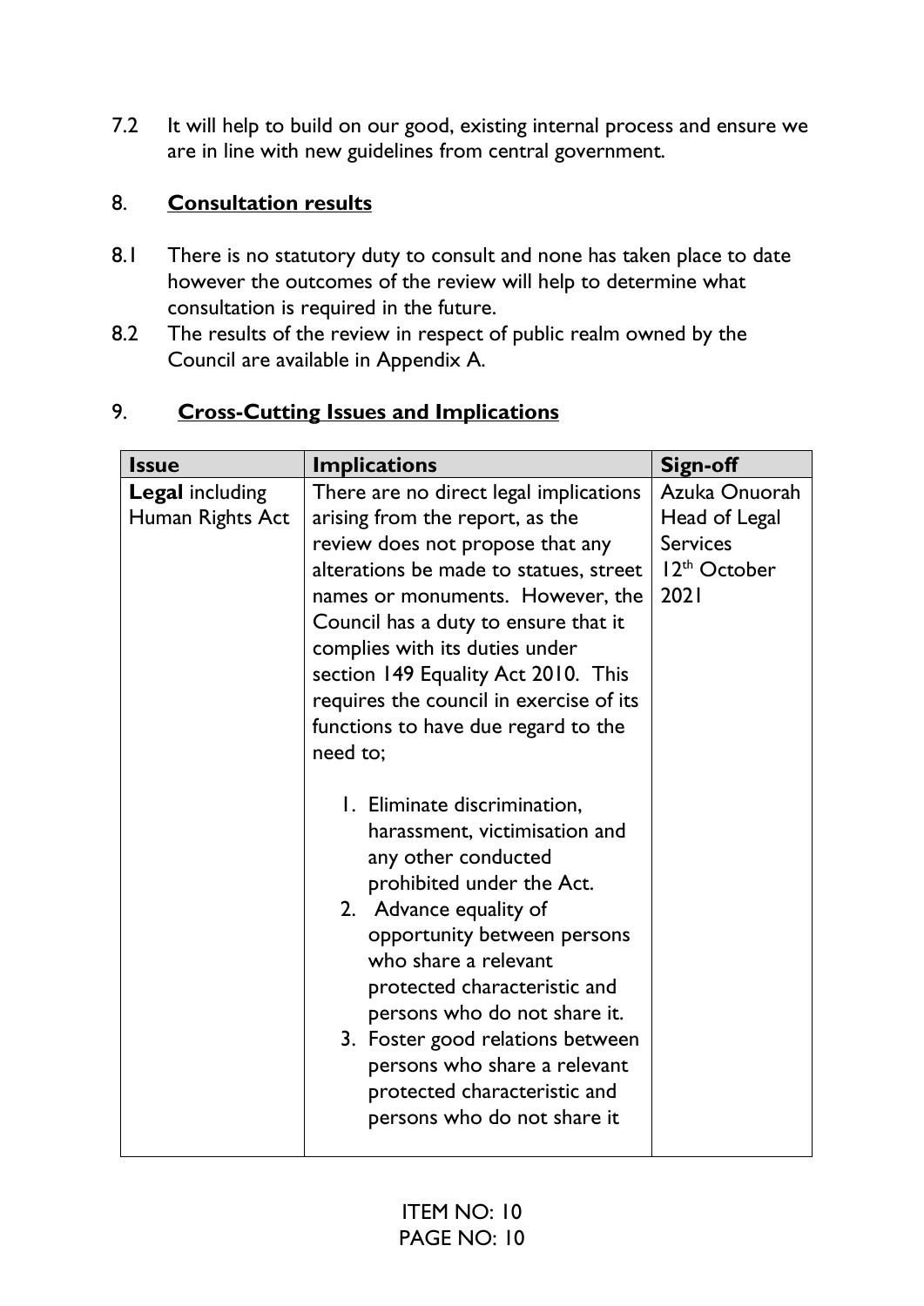7.2 It will help to build on our good, existing internal process and ensure we are in line with new guidelines from central government.

## 8. **Consultation results**

8.1 There is no statutory duty to consult and none has taken place to date however the outcomes of the review will help to determine what consultation is required in the future.

8.2 The results of the review in respect of public realm owned by the Council are available in Appendix A.

## 9. **Cross-Cutting Issues and Implications**

| Issue | Implications | Sign-off |
|---|---|---|
| **Legal** including Human Rights Act | There are no direct legal implications arising from the report, as the review does not propose that any alterations be made to statues, street names or monuments. However, the Council has a duty to ensure that it complies with its duties under section 149 Equality Act 2010. This requires the council in exercise of its functions to have due regard to the need to;<br><br>1. Eliminate discrimination, harassment, victimisation and any other conducted prohibited under the Act.<br>2. Advance equality of opportunity between persons who share a relevant protected characteristic and persons who do not share it.<br>3. Foster good relations between persons who share a relevant protected characteristic and persons who do not share it | Azuka Onuorah Head of Legal Services 12th October 2021 |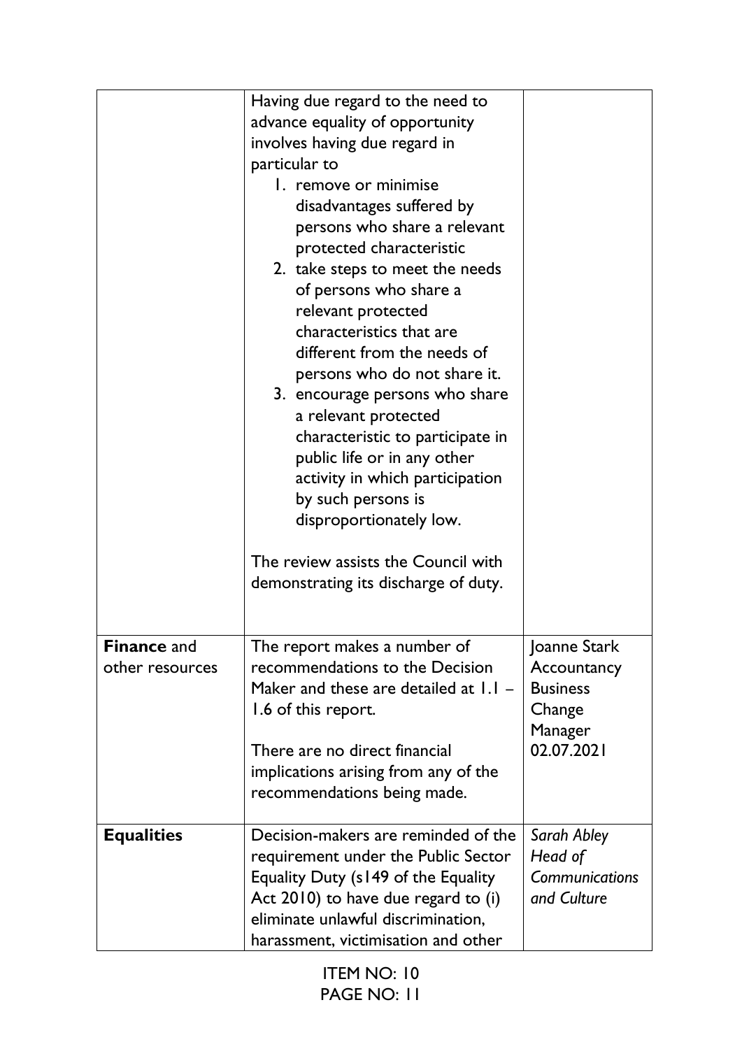| | | |
|---|---|---|
| | Having due regard to the need to advance equality of opportunity involves having due regard in particular to<br>1. remove or minimise disadvantages suffered by persons who share a relevant protected characteristic<br>2. take steps to meet the needs of persons who share a relevant protected characteristics that are different from the needs of persons who do not share it.<br>3. encourage persons who share a relevant protected characteristic to participate in public life or in any other activity in which participation by such persons is disproportionately low.<br><br>The review assists the Council with demonstrating its discharge of duty. | |
| **Finance** and other resources | The report makes a number of recommendations to the Decision Maker and these are detailed at 1.1 – 1.6 of this report.<br><br>There are no direct financial implications arising from any of the recommendations being made. | Joanne Stark Accountancy Business Change Manager 02.07.2021 |
| **Equalities** | Decision-makers are reminded of the requirement under the Public Sector Equality Duty (s149 of the Equality Act 2010) to have due regard to (i) eliminate unlawful discrimination, harassment, victimisation and other | *Sarah Abley Head of Communications and Culture* |

ITEM NO: 10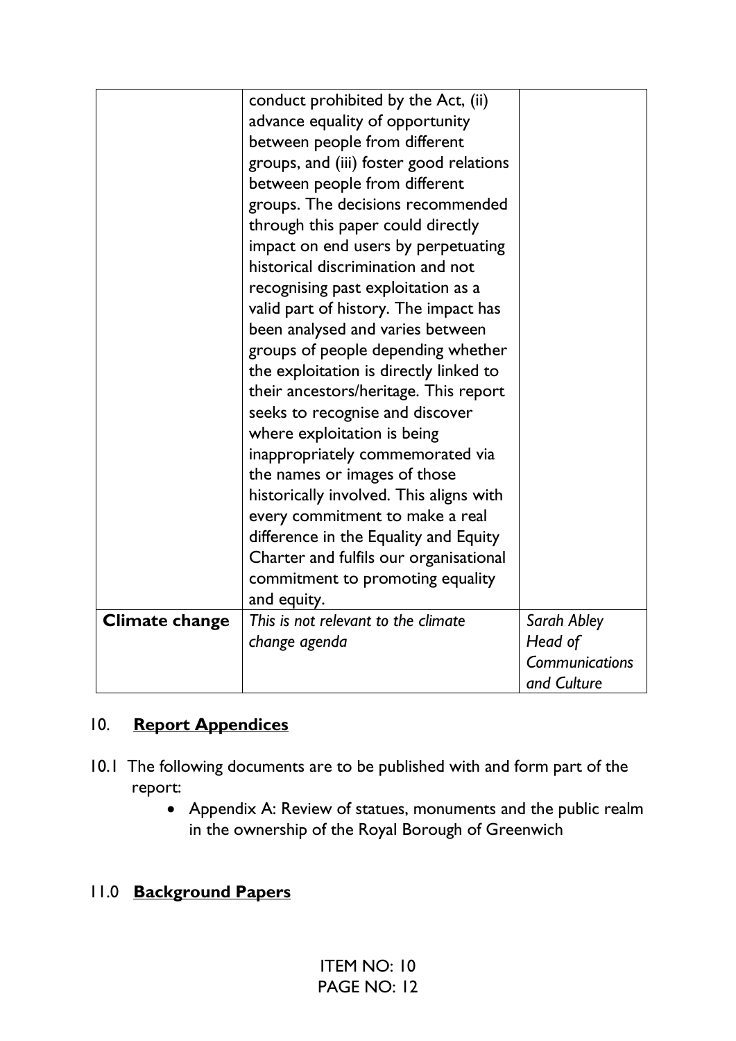| | | |
|---|---|---|
| | conduct prohibited by the Act, (ii) advance equality of opportunity between people from different groups, and (iii) foster good relations between people from different groups. The decisions recommended through this paper could directly impact on end users by perpetuating historical discrimination and not recognising past exploitation as a valid part of history. The impact has been analysed and varies between groups of people depending whether the exploitation is directly linked to their ancestors/heritage. This report seeks to recognise and discover where exploitation is being inappropriately commemorated via the names or images of those historically involved. This aligns with every commitment to make a real difference in the Equality and Equity Charter and fulfils our organisational commitment to promoting equality and equity. | |
| **Climate change** | *This is not relevant to the climate change agenda* | *Sarah Abley Head of Communications and Culture* |

## 10. **Report Appendices**

10.1 The following documents are to be published with and form part of the report:

- Appendix A: Review of statues, monuments and the public realm in the ownership of the Royal Borough of Greenwich

## 11.0 **Background Papers**

ITEM NO: 10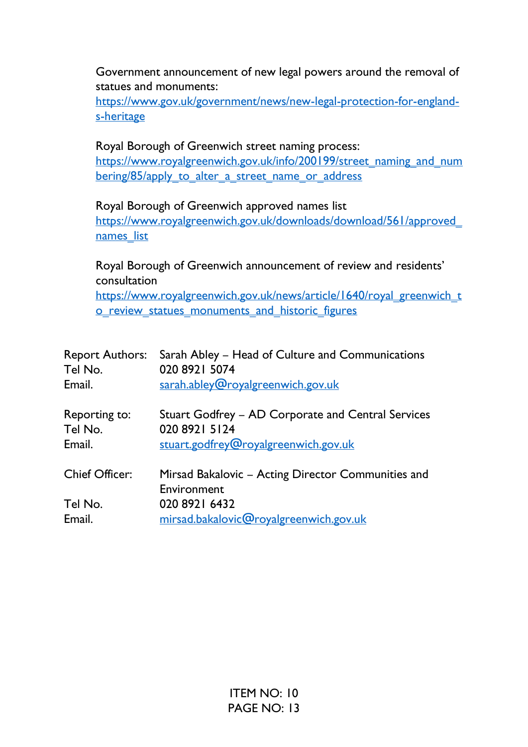Government announcement of new legal powers around the removal of statues and monuments:
https://www.gov.uk/government/news/new-legal-protection-for-england-s-heritage

Royal Borough of Greenwich street naming process:
https://www.royalgreenwich.gov.uk/info/200199/street_naming_and_numbering/85/apply_to_alter_a_street_name_or_address

Royal Borough of Greenwich approved names list
https://www.royalgreenwich.gov.uk/downloads/download/561/approved_names_list

Royal Borough of Greenwich announcement of review and residents' consultation
https://www.royalgreenwich.gov.uk/news/article/1640/royal_greenwich_to_review_statues_monuments_and_historic_figures

| | |
|---|---|
| Report Authors: | Sarah Abley – Head of Culture and Communications |
| Tel No. | 020 8921 5074 |
| Email. | sarah.abley@royalgreenwich.gov.uk |
| | |
| Reporting to: | Stuart Godfrey – AD Corporate and Central Services |
| Tel No. | 020 8921 5124 |
| Email. | stuart.godfrey@royalgreenwich.gov.uk |
| | |
| Chief Officer: | Mirsad Bakalovic – Acting Director Communities and Environment |
| Tel No. | 020 8921 6432 |
| Email. | mirsad.bakalovic@royalgreenwich.gov.uk |

ITEM NO: 10